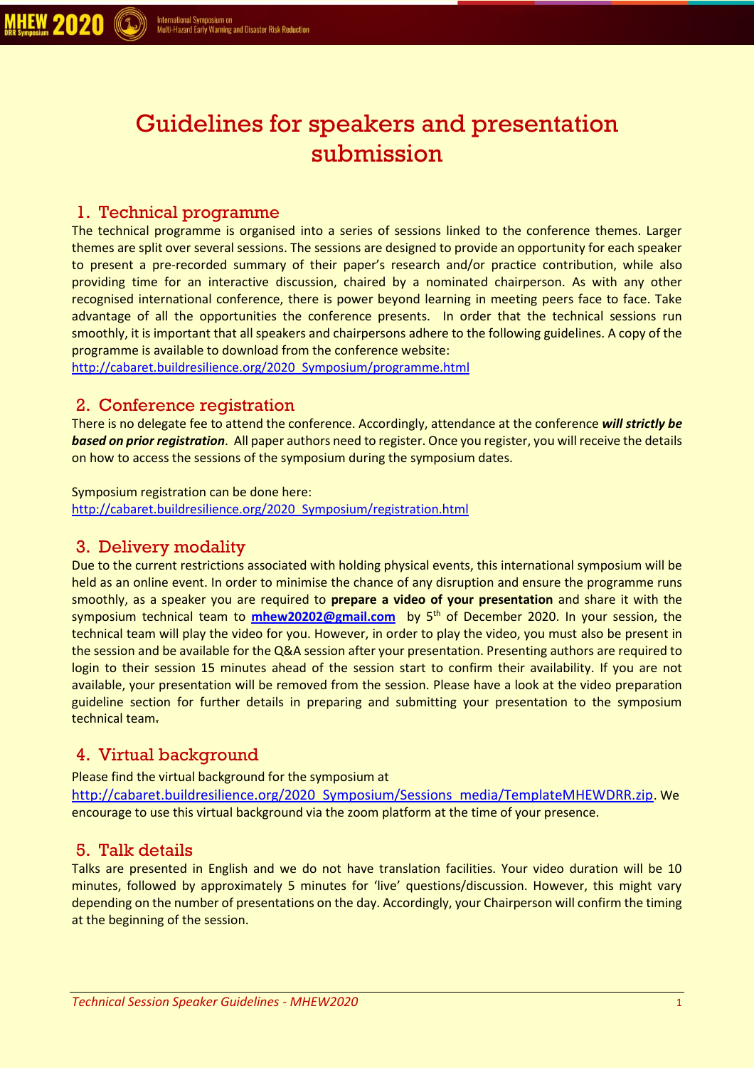# Guidelines for speakers and presentation submission

## 1. Technical programme

The technical programme is organised into a series of sessions linked to the conference themes. Larger themes are split over several sessions. The sessions are designed to provide an opportunity for each speaker to present a pre-recorded summary of their paper's research and/or practice contribution, while also providing time for an interactive discussion, chaired by a nominated chairperson. As with any other recognised international conference, there is power beyond learning in meeting peers face to face. Take advantage of all the opportunities the conference presents. In order that the technical sessions run smoothly, it is important that all speakers and chairpersons adhere to the following guidelines. A copy of the programme is available to download from the conference website:
http://cabaret.buildresilience.org/2020_Symposium/programme.html

## 2. Conference registration

There is no delegate fee to attend the conference. Accordingly, attendance at the conference ***will strictly be based on prior registration***. All paper authors need to register. Once you register, you will receive the details on how to access the sessions of the symposium during the symposium dates.

Symposium registration can be done here:
http://cabaret.buildresilience.org/2020_Symposium/registration.html

## 3. Delivery modality

Due to the current restrictions associated with holding physical events, this international symposium will be held as an online event. In order to minimise the chance of any disruption and ensure the programme runs smoothly, as a speaker you are required to **prepare a video of your presentation** and share it with the symposium technical team to **mhew20202@gmail.com** by 5th of December 2020. In your session, the technical team will play the video for you. However, in order to play the video, you must also be present in the session and be available for the Q&A session after your presentation. Presenting authors are required to login to their session 15 minutes ahead of the session start to confirm their availability. If you are not available, your presentation will be removed from the session. Please have a look at the video preparation guideline section for further details in preparing and submitting your presentation to the symposium technical team.

## 4. Virtual background

Please find the virtual background for the symposium at
http://cabaret.buildresilience.org/2020_Symposium/Sessions_media/TemplateMHEWDRR.zip. We encourage to use this virtual background via the zoom platform at the time of your presence.

## 5. Talk details

Talks are presented in English and we do not have translation facilities. Your video duration will be 10 minutes, followed by approximately 5 minutes for 'live' questions/discussion. However, this might vary depending on the number of presentations on the day. Accordingly, your Chairperson will confirm the timing at the beginning of the session.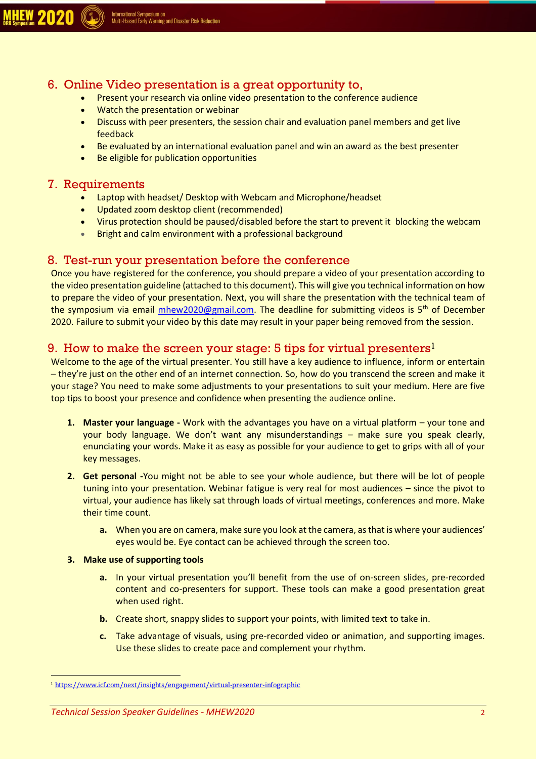## 6. Online Video presentation is a great opportunity to,

- Present your research via online video presentation to the conference audience
- Watch the presentation or webinar
- Discuss with peer presenters, the session chair and evaluation panel members and get live feedback
- Be evaluated by an international evaluation panel and win an award as the best presenter
- Be eligible for publication opportunities

## 7. Requirements

- Laptop with headset/ Desktop with Webcam and Microphone/headset
- Updated zoom desktop client (recommended)
- Virus protection should be paused/disabled before the start to prevent it blocking the webcam
- Bright and calm environment with a professional background

## 8. Test-run your presentation before the conference

Once you have registered for the conference, you should prepare a video of your presentation according to the video presentation guideline (attached to this document). This will give you technical information on how to prepare the video of your presentation. Next, you will share the presentation with the technical team of the symposium via email mhew2020@gmail.com. The deadline for submitting videos is 5th of December 2020. Failure to submit your video by this date may result in your paper being removed from the session.

## 9. How to make the screen your stage: 5 tips for virtual presenters[1]

Welcome to the age of the virtual presenter. You still have a key audience to influence, inform or entertain – they're just on the other end of an internet connection. So, how do you transcend the screen and make it your stage? You need to make some adjustments to your presentations to suit your medium. Here are five top tips to boost your presence and confidence when presenting the audience online.

1. **Master your language -** Work with the advantages you have on a virtual platform – your tone and your body language. We don't want any misunderstandings – make sure you speak clearly, enunciating your words. Make it as easy as possible for your audience to get to grips with all of your key messages.
2. **Get personal -**You might not be able to see your whole audience, but there will be lot of people tuning into your presentation. Webinar fatigue is very real for most audiences – since the pivot to virtual, your audience has likely sat through loads of virtual meetings, conferences and more. Make their time count.
   a. When you are on camera, make sure you look at the camera, as that is where your audiences' eyes would be. Eye contact can be achieved through the screen too.
3. **Make use of supporting tools**
   a. In your virtual presentation you'll benefit from the use of on-screen slides, pre-recorded content and co-presenters for support. These tools can make a good presentation great when used right.
   b. Create short, snappy slides to support your points, with limited text to take in.
   c. Take advantage of visuals, using pre-recorded video or animation, and supporting images. Use these slides to create pace and complement your rhythm.

[1] https://www.icf.com/next/insights/engagement/virtual-presenter-infographic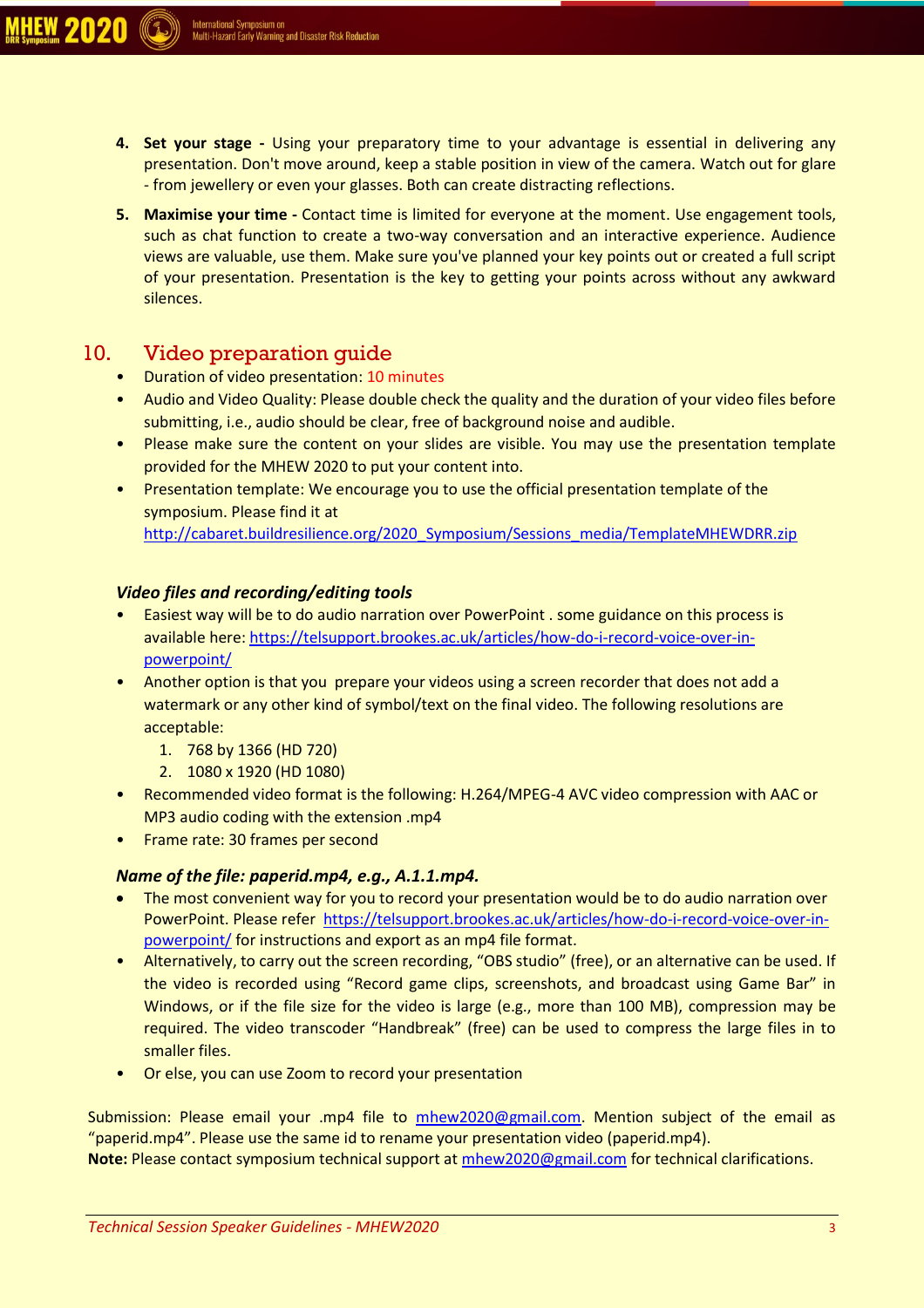4. **Set your stage -** Using your preparatory time to your advantage is essential in delivering any presentation. Don't move around, keep a stable position in view of the camera. Watch out for glare - from jewellery or even your glasses. Both can create distracting reflections.
5. **Maximise your time -** Contact time is limited for everyone at the moment. Use engagement tools, such as chat function to create a two-way conversation and an interactive experience. Audience views are valuable, use them. Make sure you've planned your key points out or created a full script of your presentation. Presentation is the key to getting your points across without any awkward silences.

## 10. Video preparation guide

- Duration of video presentation: 10 minutes
- Audio and Video Quality: Please double check the quality and the duration of your video files before submitting, i.e., audio should be clear, free of background noise and audible.
- Please make sure the content on your slides are visible. You may use the presentation template provided for the MHEW 2020 to put your content into.
- Presentation template: We encourage you to use the official presentation template of the symposium. Please find it at http://cabaret.buildresilience.org/2020_Symposium/Sessions_media/TemplateMHEWDRR.zip

### *Video files and recording/editing tools*

- Easiest way will be to do audio narration over PowerPoint . some guidance on this process is available here: https://telsupport.brookes.ac.uk/articles/how-do-i-record-voice-over-in-powerpoint/
- Another option is that you prepare your videos using a screen recorder that does not add a watermark or any other kind of symbol/text on the final video. The following resolutions are acceptable:
  1. 768 by 1366 (HD 720)
  2. 1080 x 1920 (HD 1080)
- Recommended video format is the following: H.264/MPEG-4 AVC video compression with AAC or MP3 audio coding with the extension .mp4
- Frame rate: 30 frames per second

### *Name of the file: paperid.mp4, e.g., A.1.1.mp4.*

- The most convenient way for you to record your presentation would be to do audio narration over PowerPoint. Please refer https://telsupport.brookes.ac.uk/articles/how-do-i-record-voice-over-in-powerpoint/ for instructions and export as an mp4 file format.
- Alternatively, to carry out the screen recording, “OBS studio” (free), or an alternative can be used. If the video is recorded using “Record game clips, screenshots, and broadcast using Game Bar” in Windows, or if the file size for the video is large (e.g., more than 100 MB), compression may be required. The video transcoder “Handbreak” (free) can be used to compress the large files in to smaller files.
- Or else, you can use Zoom to record your presentation

Submission: Please email your .mp4 file to mhew2020@gmail.com. Mention subject of the email as “paperid.mp4”. Please use the same id to rename your presentation video (paperid.mp4).
**Note:** Please contact symposium technical support at mhew2020@gmail.com for technical clarifications.